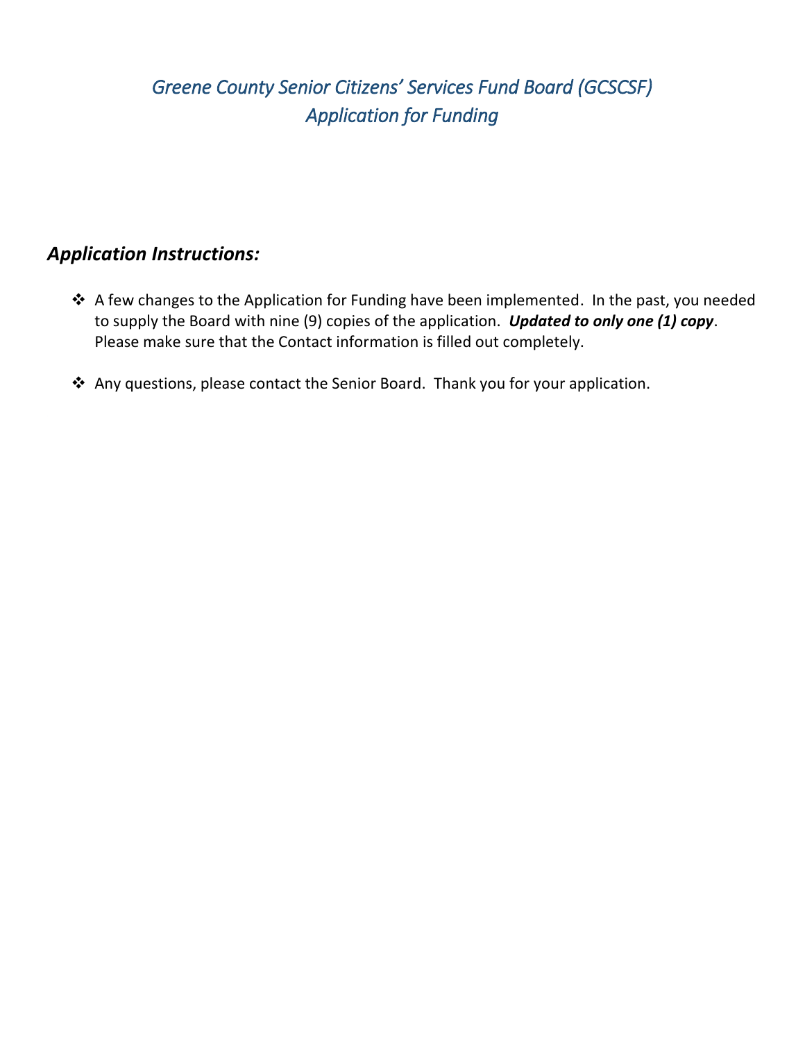# *Greene County Senior Citizens' Services Fund Board (GCSCSF)*
# *Application for Funding*

## *Application Instructions:*

- A few changes to the Application for Funding have been implemented. In the past, you needed to supply the Board with nine (9) copies of the application. ***Updated to only one (1) copy***. Please make sure that the Contact information is filled out completely.

- Any questions, please contact the Senior Board. Thank you for your application.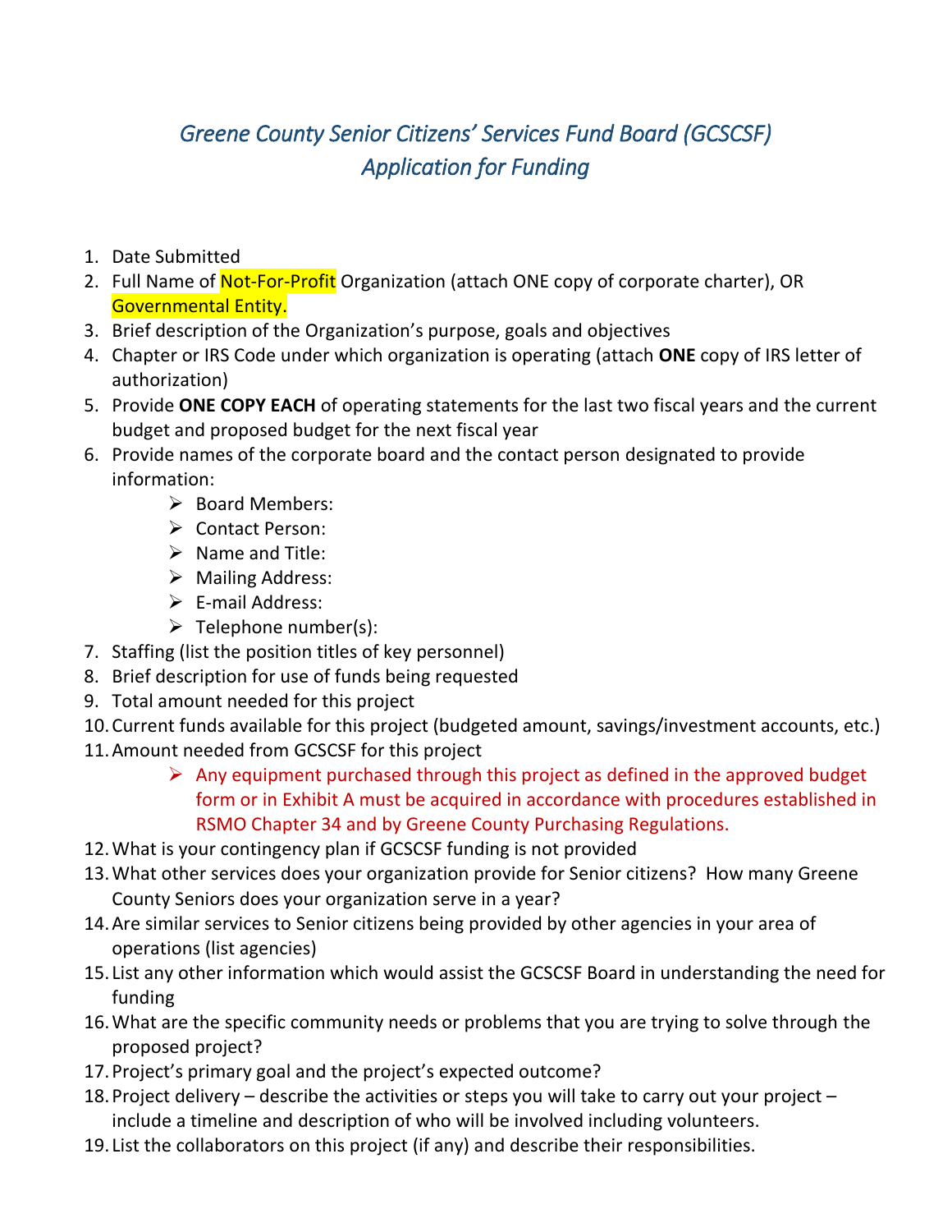# *Greene County Senior Citizens' Services Fund Board (GCSCSF)*
# *Application for Funding*

1. Date Submitted
2. Full Name of Not-For-Profit Organization (attach ONE copy of corporate charter), OR Governmental Entity.
3. Brief description of the Organization's purpose, goals and objectives
4. Chapter or IRS Code under which organization is operating (attach **ONE** copy of IRS letter of authorization)
5. Provide **ONE COPY EACH** of operating statements for the last two fiscal years and the current budget and proposed budget for the next fiscal year
6. Provide names of the corporate board and the contact person designated to provide information:
   - Board Members:
   - Contact Person:
   - Name and Title:
   - Mailing Address:
   - E-mail Address:
   - Telephone number(s):
7. Staffing (list the position titles of key personnel)
8. Brief description for use of funds being requested
9. Total amount needed for this project
10. Current funds available for this project (budgeted amount, savings/investment accounts, etc.)
11. Amount needed from GCSCSF for this project
    - Any equipment purchased through this project as defined in the approved budget form or in Exhibit A must be acquired in accordance with procedures established in RSMO Chapter 34 and by Greene County Purchasing Regulations.
12. What is your contingency plan if GCSCSF funding is not provided
13. What other services does your organization provide for Senior citizens? How many Greene County Seniors does your organization serve in a year?
14. Are similar services to Senior citizens being provided by other agencies in your area of operations (list agencies)
15. List any other information which would assist the GCSCSF Board in understanding the need for funding
16. What are the specific community needs or problems that you are trying to solve through the proposed project?
17. Project's primary goal and the project's expected outcome?
18. Project delivery – describe the activities or steps you will take to carry out your project – include a timeline and description of who will be involved including volunteers.
19. List the collaborators on this project (if any) and describe their responsibilities.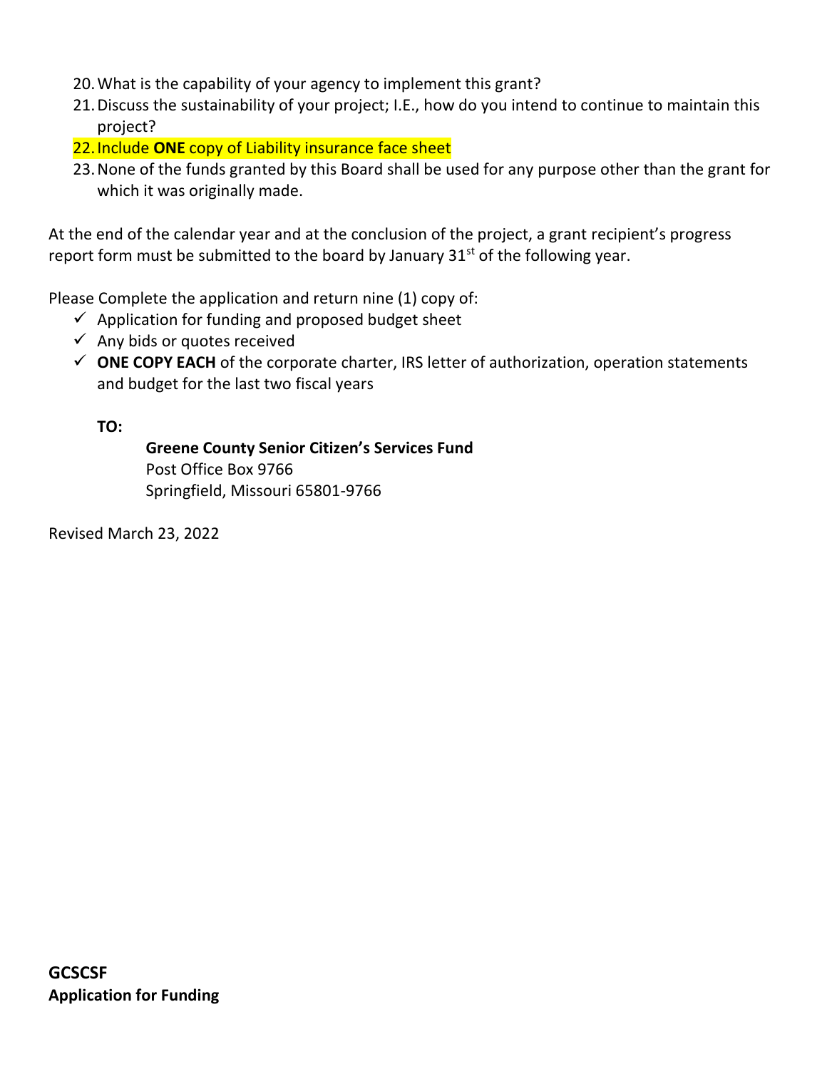20. What is the capability of your agency to implement this grant?
21. Discuss the sustainability of your project; I.E., how do you intend to continue to maintain this project?
22. Include **ONE** copy of Liability insurance face sheet
23. None of the funds granted by this Board shall be used for any purpose other than the grant for which it was originally made.

At the end of the calendar year and at the conclusion of the project, a grant recipient's progress report form must be submitted to the board by January 31st of the following year.

Please Complete the application and return nine (1) copy of:

- ✓ Application for funding and proposed budget sheet
- ✓ Any bids or quotes received
- ✓ **ONE COPY EACH** of the corporate charter, IRS letter of authorization, operation statements and budget for the last two fiscal years

**TO:**

**Greene County Senior Citizen's Services Fund**
Post Office Box 9766
Springfield, Missouri 65801-9766

Revised March 23, 2022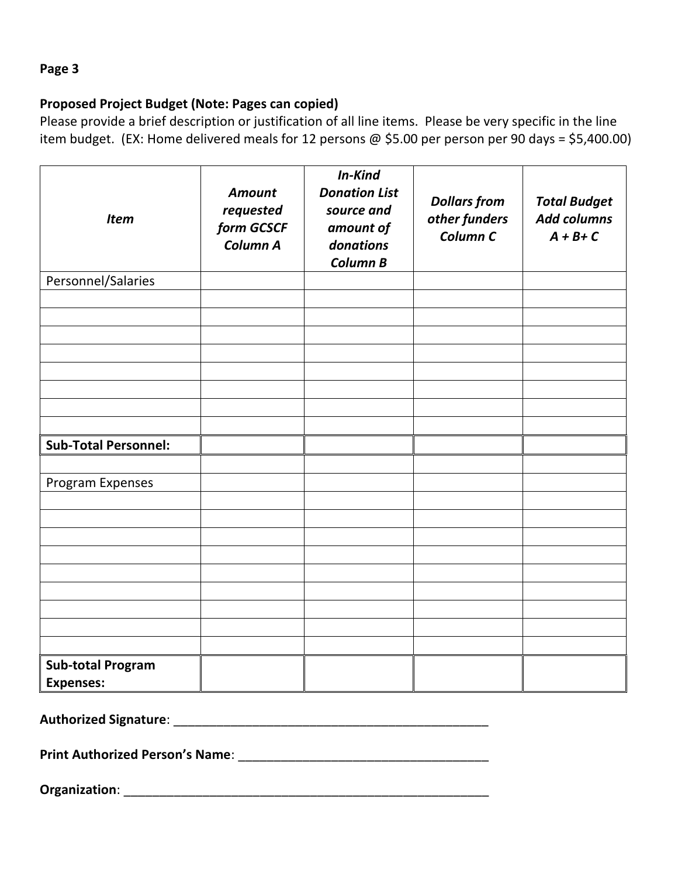**Page 3**

**Proposed Project Budget (Note: Pages can copied)**
Please provide a brief description or justification of all line items. Please be very specific in the line item budget. (EX: Home delivered meals for 12 persons @ $5.00 per person per 90 days = $5,400.00)

| *Item* | *Amount requested form GCSCF Column A* | *In-Kind Donation List source and amount of donations Column B* | *Dollars from other funders Column C* | *Total Budget Add columns A + B+ C* |
|---|---|---|---|---|
| Personnel/Salaries | | | | |
| | | | | |
| | | | | |
| | | | | |
| | | | | |
| | | | | |
| | | | | |
| | | | | |
| | | | | |
| **Sub-Total Personnel:** | | | | |
| | | | | |
| Program Expenses | | | | |
| | | | | |
| | | | | |
| | | | | |
| | | | | |
| | | | | |
| | | | | |
| | | | | |
| | | | | |
| | | | | |
| **Sub-total Program Expenses:** | | | | |

**Authorized Signature**: ______________________________________________

**Print Authorized Person's Name**: ____________________________________

**Organization**: ______________________________________________________